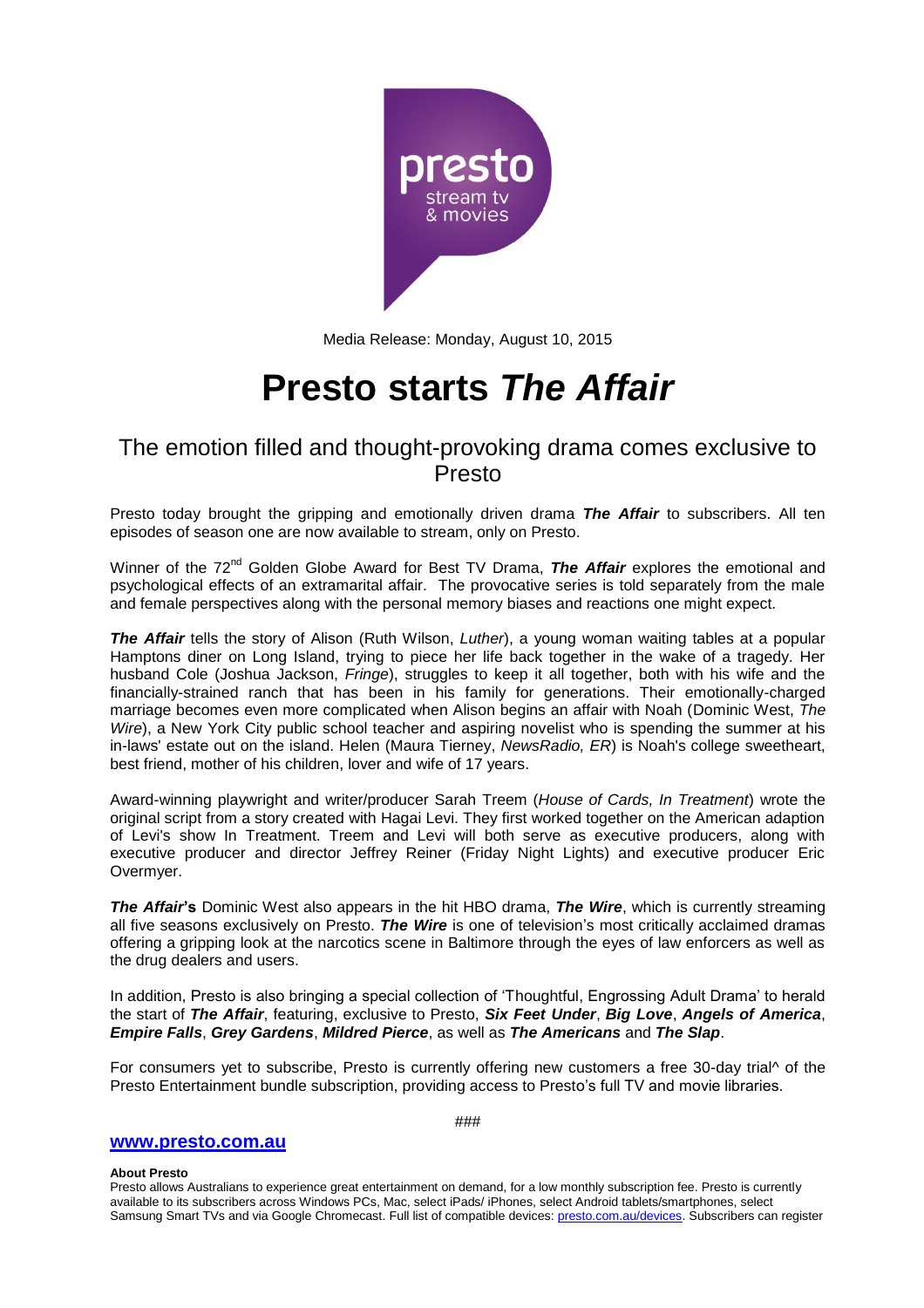Media Release: Monday, August 10, 2015

# Presto starts *The Affair*

## The emotion filled and thought-provoking drama comes exclusive to Presto

Presto today brought the gripping and emotionally driven drama ***The Affair*** to subscribers. All ten episodes of season one are now available to stream, only on Presto.

Winner of the 72nd Golden Globe Award for Best TV Drama, ***The Affair*** explores the emotional and psychological effects of an extramarital affair. The provocative series is told separately from the male and female perspectives along with the personal memory biases and reactions one might expect.

***The Affair*** tells the story of Alison (Ruth Wilson, *Luther*), a young woman waiting tables at a popular Hamptons diner on Long Island, trying to piece her life back together in the wake of a tragedy. Her husband Cole (Joshua Jackson, *Fringe*), struggles to keep it all together, both with his wife and the financially-strained ranch that has been in his family for generations. Their emotionally-charged marriage becomes even more complicated when Alison begins an affair with Noah (Dominic West, *The Wire*), a New York City public school teacher and aspiring novelist who is spending the summer at his in-laws' estate out on the island. Helen (Maura Tierney, *NewsRadio, ER*) is Noah's college sweetheart, best friend, mother of his children, lover and wife of 17 years.

Award-winning playwright and writer/producer Sarah Treem (*House of Cards, In Treatment*) wrote the original script from a story created with Hagai Levi. They first worked together on the American adaption of Levi's show In Treatment. Treem and Levi will both serve as executive producers, along with executive producer and director Jeffrey Reiner (Friday Night Lights) and executive producer Eric Overmyer.

***The Affair*'s** Dominic West also appears in the hit HBO drama, ***The Wire***, which is currently streaming all five seasons exclusively on Presto. ***The Wire*** is one of television's most critically acclaimed dramas offering a gripping look at the narcotics scene in Baltimore through the eyes of law enforcers as well as the drug dealers and users.

In addition, Presto is also bringing a special collection of 'Thoughtful, Engrossing Adult Drama' to herald the start of ***The Affair***, featuring, exclusive to Presto, ***Six Feet Under***, ***Big Love***, ***Angels of America***, ***Empire Falls***, ***Grey Gardens***, ***Mildred Pierce***, as well as ***The Americans*** and ***The Slap***.

For consumers yet to subscribe, Presto is currently offering new customers a free 30-day trial^ of the Presto Entertainment bundle subscription, providing access to Presto's full TV and movie libraries.

###

**[www.presto.com.au](http://www.presto.com.au)**

**About Presto**
Presto allows Australians to experience great entertainment on demand, for a low monthly subscription fee. Presto is currently available to its subscribers across Windows PCs, Mac, select iPads/ iPhones, select Android tablets/smartphones, select Samsung Smart TVs and via Google Chromecast. Full list of compatible devices: [presto.com.au/devices](http://presto.com.au/devices). Subscribers can register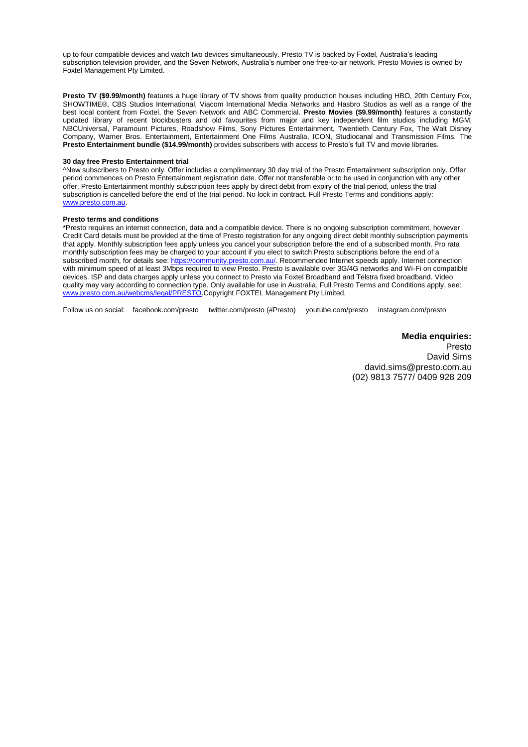up to four compatible devices and watch two devices simultaneously. Presto TV is backed by Foxtel, Australia's leading subscription television provider, and the Seven Network, Australia's number one free-to-air network. Presto Movies is owned by Foxtel Management Pty Limited.

**Presto TV ($9.99/month)** features a huge library of TV shows from quality production houses including HBO, 20th Century Fox, SHOWTIME®, CBS Studios International, Viacom International Media Networks and Hasbro Studios as well as a range of the best local content from Foxtel, the Seven Network and ABC Commercial. **Presto Movies ($9.99/month)** features a constantly updated library of recent blockbusters and old favourites from major and key independent film studios including MGM, NBCUniversal, Paramount Pictures, Roadshow Films, Sony Pictures Entertainment, Twentieth Century Fox, The Walt Disney Company, Warner Bros. Entertainment, Entertainment One Films Australia, ICON, Studiocanal and Transmission Films. The **Presto Entertainment bundle ($14.99/month)** provides subscribers with access to Presto's full TV and movie libraries.

**30 day free Presto Entertainment trial**

^New subscribers to Presto only. Offer includes a complimentary 30 day trial of the Presto Entertainment subscription only. Offer period commences on Presto Entertainment registration date. Offer not transferable or to be used in conjunction with any other offer. Presto Entertainment monthly subscription fees apply by direct debit from expiry of the trial period, unless the trial subscription is cancelled before the end of the trial period. No lock in contract. Full Presto Terms and conditions apply: www.presto.com.au.

**Presto terms and conditions**

*Presto requires an internet connection, data and a compatible device. There is no ongoing subscription commitment, however Credit Card details must be provided at the time of Presto registration for any ongoing direct debit monthly subscription payments that apply. Monthly subscription fees apply unless you cancel your subscription before the end of a subscribed month. Pro rata monthly subscription fees may be charged to your account if you elect to switch Presto subscriptions before the end of a subscribed month, for details see: https://community.presto.com.au/. Recommended Internet speeds apply. Internet connection with minimum speed of at least 3Mbps required to view Presto. Presto is available over 3G/4G networks and Wi-Fi on compatible devices. ISP and data charges apply unless you connect to Presto via Foxtel Broadband and Telstra fixed broadband. Video quality may vary according to connection type. Only available for use in Australia. Full Presto Terms and Conditions apply, see: www.presto.com.au/webcms/legal/PRESTO.Copyright FOXTEL Management Pty Limited.

Follow us on social: facebook.com/presto twitter.com/presto (#Presto) youtube.com/presto instagram.com/presto

**Media enquiries:**
Presto
David Sims
david.sims@presto.com.au
(02) 9813 7577/ 0409 928 209